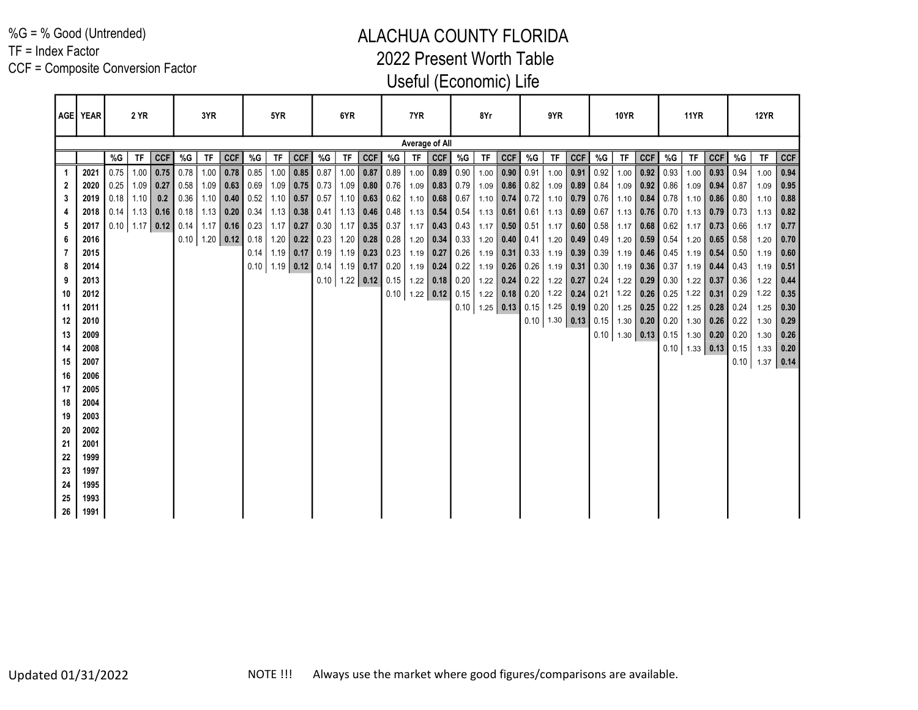%G = % Good (Untrended)
TF = Index Factor
CCF = Composite Conversion Factor

# ALACHUA COUNTY FLORIDA
## 2022 Present Worth Table
## Useful (Economic) Life

| AGE | YEAR | 2 YR | | | 3YR | | | 5YR | | | 6YR | | | 7YR | | | 8Yr | | | 9YR | | | 10YR | | | 11YR | | | 12YR | | |
|---|---|---|---|---|---|---|---|---|---|---|---|---|---|---|---|---|---|---|---|---|---|---|---|---|---|---|---|---|---|---|---|
| | | Average of All | | | | | | | | | | | | | | | | | | | | | | | | | | | | | |
| | | %G | TF | CCF | %G | TF | CCF | %G | TF | CCF | %G | TF | CCF | %G | TF | CCF | %G | TF | CCF | %G | TF | CCF | %G | TF | CCF | %G | TF | CCF | %G | TF | CCF |
| 1 | 2021 | 0.75 | 1.00 | **0.75** | 0.78 | 1.00 | **0.78** | 0.85 | 1.00 | **0.85** | 0.87 | 1.00 | **0.87** | 0.89 | 1.00 | **0.89** | 0.90 | 1.00 | **0.90** | 0.91 | 1.00 | **0.91** | 0.92 | 1.00 | **0.92** | 0.93 | 1.00 | **0.93** | 0.94 | 1.00 | **0.94** |
| 2 | 2020 | 0.25 | 1.09 | **0.27** | 0.58 | 1.09 | **0.63** | 0.69 | 1.09 | **0.75** | 0.73 | 1.09 | **0.80** | 0.76 | 1.09 | **0.83** | 0.79 | 1.09 | **0.86** | 0.82 | 1.09 | **0.89** | 0.84 | 1.09 | **0.92** | 0.86 | 1.09 | **0.94** | 0.87 | 1.09 | **0.95** |
| 3 | 2019 | 0.18 | 1.10 | **0.2** | 0.36 | 1.10 | **0.40** | 0.52 | 1.10 | **0.57** | 0.57 | 1.10 | **0.63** | 0.62 | 1.10 | **0.68** | 0.67 | 1.10 | **0.74** | 0.72 | 1.10 | **0.79** | 0.76 | 1.10 | **0.84** | 0.78 | 1.10 | **0.86** | 0.80 | 1.10 | **0.88** |
| 4 | 2018 | 0.14 | 1.13 | **0.16** | 0.18 | 1.13 | **0.20** | 0.34 | 1.13 | **0.38** | 0.41 | 1.13 | **0.46** | 0.48 | 1.13 | **0.54** | 0.54 | 1.13 | **0.61** | 0.61 | 1.13 | **0.69** | 0.67 | 1.13 | **0.76** | 0.70 | 1.13 | **0.79** | 0.73 | 1.13 | **0.82** |
| 5 | 2017 | 0.10 | 1.17 | **0.12** | 0.14 | 1.17 | **0.16** | 0.23 | 1.17 | **0.27** | 0.30 | 1.17 | **0.35** | 0.37 | 1.17 | **0.43** | 0.43 | 1.17 | **0.50** | 0.51 | 1.17 | **0.60** | 0.58 | 1.17 | **0.68** | 0.62 | 1.17 | **0.73** | 0.66 | 1.17 | **0.77** |
| 6 | 2016 | | | | 0.10 | 1.20 | **0.12** | 0.18 | 1.20 | **0.22** | 0.23 | 1.20 | **0.28** | 0.28 | 1.20 | **0.34** | 0.33 | 1.20 | **0.40** | 0.41 | 1.20 | **0.49** | 0.49 | 1.20 | **0.59** | 0.54 | 1.20 | **0.65** | 0.58 | 1.20 | **0.70** |
| 7 | 2015 | | | | | | | 0.14 | 1.19 | **0.17** | 0.19 | 1.19 | **0.23** | 0.23 | 1.19 | **0.27** | 0.26 | 1.19 | **0.31** | 0.33 | 1.19 | **0.39** | 0.39 | 1.19 | **0.46** | 0.45 | 1.19 | **0.54** | 0.50 | 1.19 | **0.60** |
| 8 | 2014 | | | | | | | 0.10 | 1.19 | **0.12** | 0.14 | 1.19 | **0.17** | 0.20 | 1.19 | **0.24** | 0.22 | 1.19 | **0.26** | 0.26 | 1.19 | **0.31** | 0.30 | 1.19 | **0.36** | 0.37 | 1.19 | **0.44** | 0.43 | 1.19 | **0.51** |
| 9 | 2013 | | | | | | | | | | 0.10 | 1.22 | **0.12** | 0.15 | 1.22 | **0.18** | 0.20 | 1.22 | **0.24** | 0.22 | 1.22 | **0.27** | 0.24 | 1.22 | **0.29** | 0.30 | 1.22 | **0.37** | 0.36 | 1.22 | **0.44** |
| 10 | 2012 | | | | | | | | | | | | | 0.10 | 1.22 | **0.12** | 0.15 | 1.22 | **0.18** | 0.20 | 1.22 | **0.24** | 0.21 | 1.22 | **0.26** | 0.25 | 1.22 | **0.31** | 0.29 | 1.22 | **0.35** |
| 11 | 2011 | | | | | | | | | | | | | | | | 0.10 | 1.25 | **0.13** | 0.15 | 1.25 | **0.19** | 0.20 | 1.25 | **0.25** | 0.22 | 1.25 | **0.28** | 0.24 | 1.25 | **0.30** |
| 12 | 2010 | | | | | | | | | | | | | | | | | | | 0.10 | 1.30 | **0.13** | 0.15 | 1.30 | **0.20** | 0.20 | 1.30 | **0.26** | 0.22 | 1.30 | **0.29** |
| 13 | 2009 | | | | | | | | | | | | | | | | | | | | | | 0.10 | 1.30 | **0.13** | 0.15 | 1.30 | **0.20** | 0.20 | 1.30 | **0.26** |
| 14 | 2008 | | | | | | | | | | | | | | | | | | | | | | | | | 0.10 | 1.33 | **0.13** | 0.15 | 1.33 | **0.20** |
| 15 | 2007 | | | | | | | | | | | | | | | | | | | | | | | | | | | | 0.10 | 1.37 | **0.14** |
| 16 | 2006 | | | | | | | | | | | | | | | | | | | | | | | | | | | | | | |
| 17 | 2005 | | | | | | | | | | | | | | | | | | | | | | | | | | | | | | |
| 18 | 2004 | | | | | | | | | | | | | | | | | | | | | | | | | | | | | | |
| 19 | 2003 | | | | | | | | | | | | | | | | | | | | | | | | | | | | | | |
| 20 | 2002 | | | | | | | | | | | | | | | | | | | | | | | | | | | | | | |
| 21 | 2001 | | | | | | | | | | | | | | | | | | | | | | | | | | | | | | |
| 22 | 1999 | | | | | | | | | | | | | | | | | | | | | | | | | | | | | | |
| 23 | 1997 | | | | | | | | | | | | | | | | | | | | | | | | | | | | | | |
| 24 | 1995 | | | | | | | | | | | | | | | | | | | | | | | | | | | | | | |
| 25 | 1993 | | | | | | | | | | | | | | | | | | | | | | | | | | | | | | |
| 26 | 1991 | | | | | | | | | | | | | | | | | | | | | | | | | | | | | | |

Updated 01/31/2022

NOTE !!! Always use the market where good figures/comparisons are available.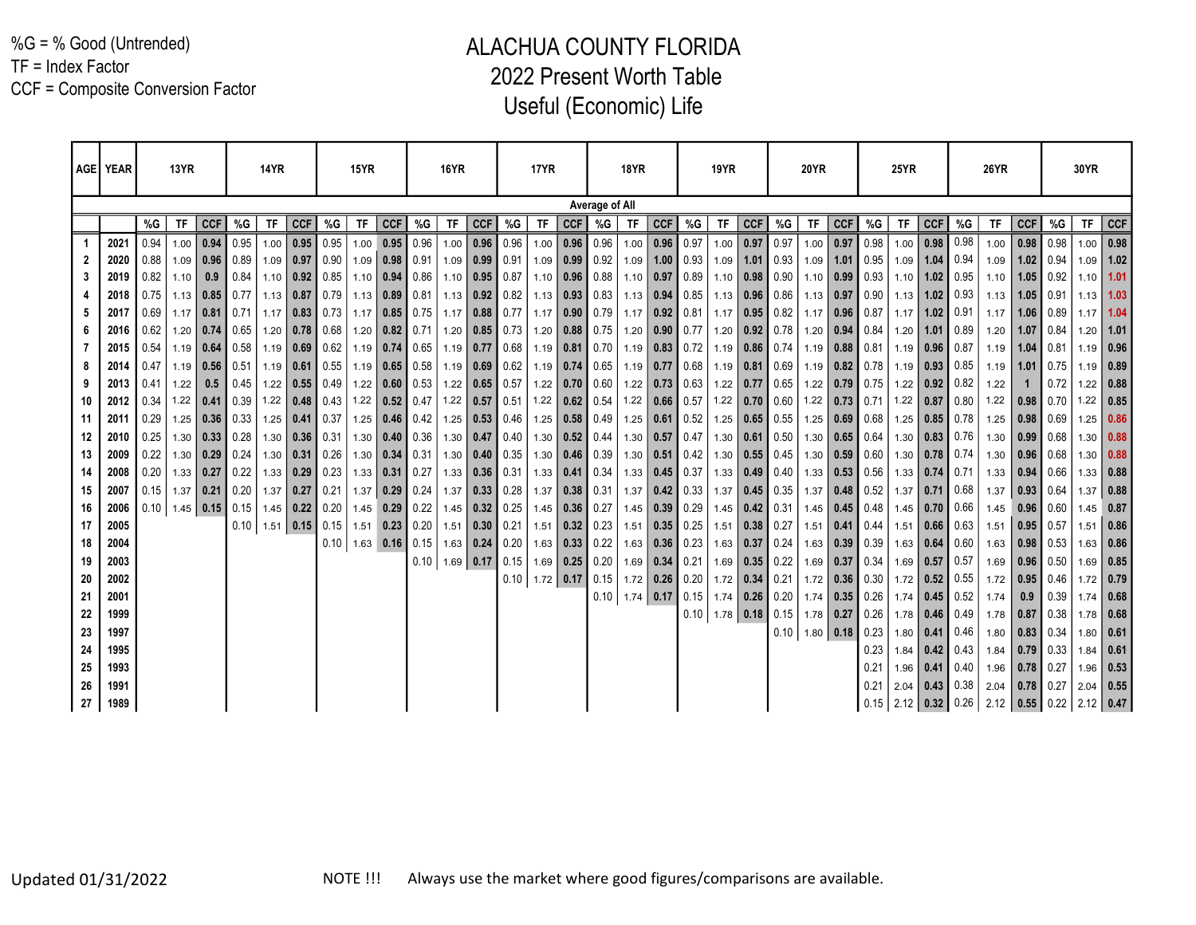%G = % Good (Untrended)
TF = Index Factor
CCF = Composite Conversion Factor

# ALACHUA COUNTY FLORIDA
# 2022 Present Worth Table
# Useful (Economic) Life

| AGE | YEAR | 13YR | | | 14YR | | | 15YR | | | 16YR | | | 17YR | | | 18YR | | | 19YR | | | 20YR | | | 25YR | | | 26YR | | | 30YR | | |
|---|---|---|---|---|---|---|---|---|---|---|---|---|---|---|---|---|---|---|---|---|---|---|---|---|---|---|---|---|---|---|---|---|---|---|
| | | Average of All | | | | | | | | | | | | | | | | | | | | | | | | | | | | | | | | |
| | | %G | TF | CCF | %G | TF | CCF | %G | TF | CCF | %G | TF | CCF | %G | TF | CCF | %G | TF | CCF | %G | TF | CCF | %G | TF | CCF | %G | TF | CCF | %G | TF | CCF | %G | TF | CCF |
| 1 | 2021 | 0.94 | 1.00 | 0.94 | 0.95 | 1.00 | 0.95 | 0.95 | 1.00 | 0.95 | 0.96 | 1.00 | 0.96 | 0.96 | 1.00 | 0.96 | 0.96 | 1.00 | 0.96 | 0.97 | 1.00 | 0.97 | 0.97 | 1.00 | 0.97 | 0.98 | 1.00 | 0.98 | 0.98 | 1.00 | 0.98 | 0.98 | 1.00 | 0.98 |
| 2 | 2020 | 0.88 | 1.09 | 0.96 | 0.89 | 1.09 | 0.97 | 0.90 | 1.09 | 0.98 | 0.91 | 1.09 | 0.99 | 0.91 | 1.09 | 0.99 | 0.92 | 1.09 | 1.00 | 0.93 | 1.09 | 1.01 | 0.93 | 1.09 | 1.01 | 0.95 | 1.09 | 1.04 | 0.94 | 1.09 | 1.02 | 0.94 | 1.09 | 1.02 |
| 3 | 2019 | 0.82 | 1.10 | 0.9 | 0.84 | 1.10 | 0.92 | 0.85 | 1.10 | 0.94 | 0.86 | 1.10 | 0.95 | 0.87 | 1.10 | 0.96 | 0.88 | 1.10 | 0.97 | 0.89 | 1.10 | 0.98 | 0.90 | 1.10 | 0.99 | 0.93 | 1.10 | 1.02 | 0.95 | 1.10 | 1.05 | 0.92 | 1.10 | 1.01 |
| 4 | 2018 | 0.75 | 1.13 | 0.85 | 0.77 | 1.13 | 0.87 | 0.79 | 1.13 | 0.89 | 0.81 | 1.13 | 0.92 | 0.82 | 1.13 | 0.93 | 0.83 | 1.13 | 0.94 | 0.85 | 1.13 | 0.96 | 0.86 | 1.13 | 0.97 | 0.90 | 1.13 | 1.02 | 0.93 | 1.13 | 1.05 | 0.91 | 1.13 | 1.03 |
| 5 | 2017 | 0.69 | 1.17 | 0.81 | 0.71 | 1.17 | 0.83 | 0.73 | 1.17 | 0.85 | 0.75 | 1.17 | 0.88 | 0.77 | 1.17 | 0.90 | 0.79 | 1.17 | 0.92 | 0.81 | 1.17 | 0.95 | 0.82 | 1.17 | 0.96 | 0.87 | 1.17 | 1.02 | 0.91 | 1.17 | 1.06 | 0.89 | 1.17 | 1.04 |
| 6 | 2016 | 0.62 | 1.20 | 0.74 | 0.65 | 1.20 | 0.78 | 0.68 | 1.20 | 0.82 | 0.71 | 1.20 | 0.85 | 0.73 | 1.20 | 0.88 | 0.75 | 1.20 | 0.90 | 0.77 | 1.20 | 0.92 | 0.78 | 1.20 | 0.94 | 0.84 | 1.20 | 1.01 | 0.89 | 1.20 | 1.07 | 0.84 | 1.20 | 1.01 |
| 7 | 2015 | 0.54 | 1.19 | 0.64 | 0.58 | 1.19 | 0.69 | 0.62 | 1.19 | 0.74 | 0.65 | 1.19 | 0.77 | 0.68 | 1.19 | 0.81 | 0.70 | 1.19 | 0.83 | 0.72 | 1.19 | 0.86 | 0.74 | 1.19 | 0.88 | 0.81 | 1.19 | 0.96 | 0.87 | 1.19 | 1.04 | 0.81 | 1.19 | 0.96 |
| 8 | 2014 | 0.47 | 1.19 | 0.56 | 0.51 | 1.19 | 0.61 | 0.55 | 1.19 | 0.65 | 0.58 | 1.19 | 0.69 | 0.62 | 1.19 | 0.74 | 0.65 | 1.19 | 0.77 | 0.68 | 1.19 | 0.81 | 0.69 | 1.19 | 0.82 | 0.78 | 1.19 | 0.93 | 0.85 | 1.19 | 1.01 | 0.75 | 1.19 | 0.89 |
| 9 | 2013 | 0.41 | 1.22 | 0.5 | 0.45 | 1.22 | 0.55 | 0.49 | 1.22 | 0.60 | 0.53 | 1.22 | 0.65 | 0.57 | 1.22 | 0.70 | 0.60 | 1.22 | 0.73 | 0.63 | 1.22 | 0.77 | 0.65 | 1.22 | 0.79 | 0.75 | 1.22 | 0.92 | 0.82 | 1.22 | 1 | 0.72 | 1.22 | 0.88 |
| 10 | 2012 | 0.34 | 1.22 | 0.41 | 0.39 | 1.22 | 0.48 | 0.43 | 1.22 | 0.52 | 0.47 | 1.22 | 0.57 | 0.51 | 1.22 | 0.62 | 0.54 | 1.22 | 0.66 | 0.57 | 1.22 | 0.70 | 0.60 | 1.22 | 0.73 | 0.71 | 1.22 | 0.87 | 0.80 | 1.22 | 0.98 | 0.70 | 1.22 | 0.85 |
| 11 | 2011 | 0.29 | 1.25 | 0.36 | 0.33 | 1.25 | 0.41 | 0.37 | 1.25 | 0.46 | 0.42 | 1.25 | 0.53 | 0.46 | 1.25 | 0.58 | 0.49 | 1.25 | 0.61 | 0.52 | 1.25 | 0.65 | 0.55 | 1.25 | 0.69 | 0.68 | 1.25 | 0.85 | 0.78 | 1.25 | 0.98 | 0.69 | 1.25 | 0.86 |
| 12 | 2010 | 0.25 | 1.30 | 0.33 | 0.28 | 1.30 | 0.36 | 0.31 | 1.30 | 0.40 | 0.36 | 1.30 | 0.47 | 0.40 | 1.30 | 0.52 | 0.44 | 1.30 | 0.57 | 0.47 | 1.30 | 0.61 | 0.50 | 1.30 | 0.65 | 0.64 | 1.30 | 0.83 | 0.76 | 1.30 | 0.99 | 0.68 | 1.30 | 0.88 |
| 13 | 2009 | 0.22 | 1.30 | 0.29 | 0.24 | 1.30 | 0.31 | 0.26 | 1.30 | 0.34 | 0.31 | 1.30 | 0.40 | 0.35 | 1.30 | 0.46 | 0.39 | 1.30 | 0.51 | 0.42 | 1.30 | 0.55 | 0.45 | 1.30 | 0.59 | 0.60 | 1.30 | 0.78 | 0.74 | 1.30 | 0.96 | 0.68 | 1.30 | 0.88 |
| 14 | 2008 | 0.20 | 1.33 | 0.27 | 0.22 | 1.33 | 0.29 | 0.23 | 1.33 | 0.31 | 0.27 | 1.33 | 0.36 | 0.31 | 1.33 | 0.41 | 0.34 | 1.33 | 0.45 | 0.37 | 1.33 | 0.49 | 0.40 | 1.33 | 0.53 | 0.56 | 1.33 | 0.74 | 0.71 | 1.33 | 0.94 | 0.66 | 1.33 | 0.88 |
| 15 | 2007 | 0.15 | 1.37 | 0.21 | 0.20 | 1.37 | 0.27 | 0.21 | 1.37 | 0.29 | 0.24 | 1.37 | 0.33 | 0.28 | 1.37 | 0.38 | 0.31 | 1.37 | 0.42 | 0.33 | 1.37 | 0.45 | 0.35 | 1.37 | 0.48 | 0.52 | 1.37 | 0.71 | 0.68 | 1.37 | 0.93 | 0.64 | 1.37 | 0.88 |
| 16 | 2006 | 0.10 | 1.45 | 0.15 | 0.15 | 1.45 | 0.22 | 0.20 | 1.45 | 0.29 | 0.22 | 1.45 | 0.32 | 0.25 | 1.45 | 0.36 | 0.27 | 1.45 | 0.39 | 0.29 | 1.45 | 0.42 | 0.31 | 1.45 | 0.45 | 0.48 | 1.45 | 0.70 | 0.66 | 1.45 | 0.96 | 0.60 | 1.45 | 0.87 |
| 17 | 2005 | | | | 0.10 | 1.51 | 0.15 | 0.15 | 1.51 | 0.23 | 0.20 | 1.51 | 0.30 | 0.21 | 1.51 | 0.32 | 0.23 | 1.51 | 0.35 | 0.25 | 1.51 | 0.38 | 0.27 | 1.51 | 0.41 | 0.44 | 1.51 | 0.66 | 0.63 | 1.51 | 0.95 | 0.57 | 1.51 | 0.86 |
| 18 | 2004 | | | | | | | 0.10 | 1.63 | 0.16 | 0.15 | 1.63 | 0.24 | 0.20 | 1.63 | 0.33 | 0.22 | 1.63 | 0.36 | 0.23 | 1.63 | 0.37 | 0.24 | 1.63 | 0.39 | 0.39 | 1.63 | 0.64 | 0.60 | 1.63 | 0.98 | 0.53 | 1.63 | 0.86 |
| 19 | 2003 | | | | | | | | | | 0.10 | 1.69 | 0.17 | 0.15 | 1.69 | 0.25 | 0.20 | 1.69 | 0.34 | 0.21 | 1.69 | 0.35 | 0.22 | 1.69 | 0.37 | 0.34 | 1.69 | 0.57 | 0.57 | 1.69 | 0.96 | 0.50 | 1.69 | 0.85 |
| 20 | 2002 | | | | | | | | | | | | | 0.10 | 1.72 | 0.17 | 0.15 | 1.72 | 0.26 | 0.20 | 1.72 | 0.34 | 0.21 | 1.72 | 0.36 | 0.30 | 1.72 | 0.52 | 0.55 | 1.72 | 0.95 | 0.46 | 1.72 | 0.79 |
| 21 | 2001 | | | | | | | | | | | | | | | | 0.10 | 1.74 | 0.17 | 0.15 | 1.74 | 0.26 | 0.20 | 1.74 | 0.35 | 0.26 | 1.74 | 0.45 | 0.52 | 1.74 | 0.9 | 0.39 | 1.74 | 0.68 |
| 22 | 1999 | | | | | | | | | | | | | | | | | | | 0.10 | 1.78 | 0.18 | 0.15 | 1.78 | 0.27 | 0.26 | 1.78 | 0.46 | 0.49 | 1.78 | 0.87 | 0.38 | 1.78 | 0.68 |
| 23 | 1997 | | | | | | | | | | | | | | | | | | | | | | 0.10 | 1.80 | 0.18 | 0.23 | 1.80 | 0.41 | 0.46 | 1.80 | 0.83 | 0.34 | 1.80 | 0.61 |
| 24 | 1995 | | | | | | | | | | | | | | | | | | | | | | | | | 0.23 | 1.84 | 0.42 | 0.43 | 1.84 | 0.79 | 0.33 | 1.84 | 0.61 |
| 25 | 1993 | | | | | | | | | | | | | | | | | | | | | | | | | 0.21 | 1.96 | 0.41 | 0.40 | 1.96 | 0.78 | 0.27 | 1.96 | 0.53 |
| 26 | 1991 | | | | | | | | | | | | | | | | | | | | | | | | | 0.21 | 2.04 | 0.43 | 0.38 | 2.04 | 0.78 | 0.27 | 2.04 | 0.55 |
| 27 | 1989 | | | | | | | | | | | | | | | | | | | | | | | | | 0.15 | 2.12 | 0.32 | 0.26 | 2.12 | 0.55 | 0.22 | 2.12 | 0.47 |

Updated 01/31/2022

NOTE !!! Always use the market where good figures/comparisons are available.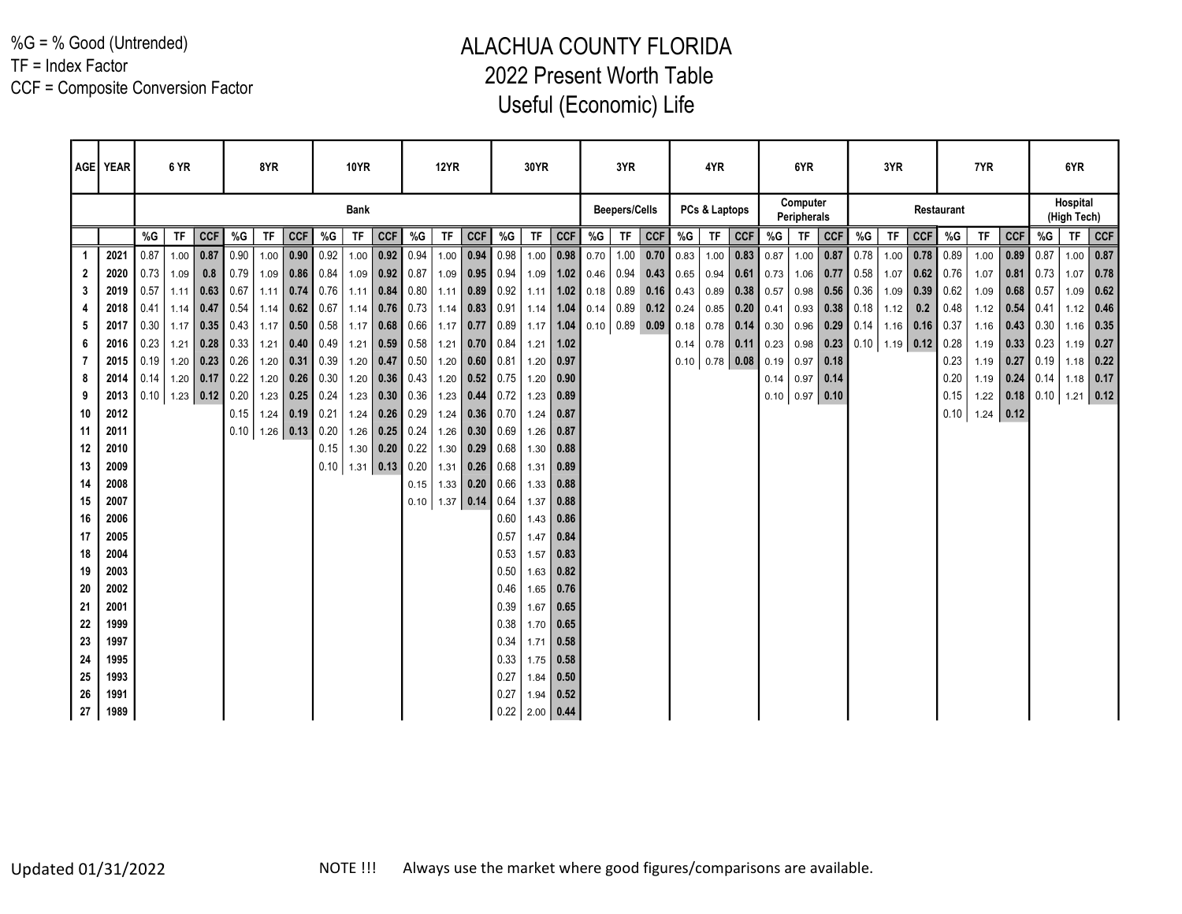%G = % Good (Untrended)
TF = Index Factor
CCF = Composite Conversion Factor

# ALACHUA COUNTY FLORIDA
## 2022 Present Worth Table
## Useful (Economic) Life

| AGE | YEAR | 6 YR | | | 8YR | | | 10YR | | | 12YR | | | 30YR | | | 3YR | | | 4YR | | | 6YR | | | 3YR | | | 7YR | | | 6YR | | |
|---|---|---|---|---|---|---|---|---|---|---|---|---|---|---|---|---|---|---|---|---|---|---|---|---|---|---|---|---|---|---|---|---|---|---|
| | | Bank | | | | | | | | | | | | | | | Beepers/Cells | | | PCs & Laptops | | | Computer Peripherals | | | Restaurant | | | | | | Hospital (High Tech) | | |
| | | %G | TF | CCF | %G | TF | CCF | %G | TF | CCF | %G | TF | CCF | %G | TF | CCF | %G | TF | CCF | %G | TF | CCF | %G | TF | CCF | %G | TF | CCF | %G | TF | CCF | %G | TF | CCF |
| 1 | 2021 | 0.87 | 1.00 | **0.87** | 0.90 | 1.00 | **0.90** | 0.92 | 1.00 | **0.92** | 0.94 | 1.00 | **0.94** | 0.98 | 1.00 | **0.98** | 0.70 | 1.00 | **0.70** | 0.83 | 1.00 | **0.83** | 0.87 | 1.00 | **0.87** | 0.78 | 1.00 | **0.78** | 0.89 | 1.00 | **0.89** | 0.87 | 1.00 | **0.87** |
| 2 | 2020 | 0.73 | 1.09 | **0.8** | 0.79 | 1.09 | **0.86** | 0.84 | 1.09 | **0.92** | 0.87 | 1.09 | **0.95** | 0.94 | 1.09 | **1.02** | 0.46 | 0.94 | **0.43** | 0.65 | 0.94 | **0.61** | 0.73 | 1.06 | **0.77** | 0.58 | 1.07 | **0.62** | 0.76 | 1.07 | **0.81** | 0.73 | 1.07 | **0.78** |
| 3 | 2019 | 0.57 | 1.11 | **0.63** | 0.67 | 1.11 | **0.74** | 0.76 | 1.11 | **0.84** | 0.80 | 1.11 | **0.89** | 0.92 | 1.11 | **1.02** | 0.18 | 0.89 | **0.16** | 0.43 | 0.89 | **0.38** | 0.57 | 0.98 | **0.56** | 0.36 | 1.09 | **0.39** | 0.62 | 1.09 | **0.68** | 0.57 | 1.09 | **0.62** |
| 4 | 2018 | 0.41 | 1.14 | **0.47** | 0.54 | 1.14 | **0.62** | 0.67 | 1.14 | **0.76** | 0.73 | 1.14 | **0.83** | 0.91 | 1.14 | **1.04** | 0.14 | 0.89 | **0.12** | 0.24 | 0.85 | **0.20** | 0.41 | 0.93 | **0.38** | 0.18 | 1.12 | **0.2** | 0.48 | 1.12 | **0.54** | 0.41 | 1.12 | **0.46** |
| 5 | 2017 | 0.30 | 1.17 | **0.35** | 0.43 | 1.17 | **0.50** | 0.58 | 1.17 | **0.68** | 0.66 | 1.17 | **0.77** | 0.89 | 1.17 | **1.04** | 0.10 | 0.89 | **0.09** | 0.18 | 0.78 | **0.14** | 0.30 | 0.96 | **0.29** | 0.14 | 1.16 | **0.16** | 0.37 | 1.16 | **0.43** | 0.30 | 1.16 | **0.35** |
| 6 | 2016 | 0.23 | 1.21 | **0.28** | 0.33 | 1.21 | **0.40** | 0.49 | 1.21 | **0.59** | 0.58 | 1.21 | **0.70** | 0.84 | 1.21 | **1.02** | | | | 0.14 | 0.78 | **0.11** | 0.23 | 0.98 | **0.23** | 0.10 | 1.19 | **0.12** | 0.28 | 1.19 | **0.33** | 0.23 | 1.19 | **0.27** |
| 7 | 2015 | 0.19 | 1.20 | **0.23** | 0.26 | 1.20 | **0.31** | 0.39 | 1.20 | **0.47** | 0.50 | 1.20 | **0.60** | 0.81 | 1.20 | **0.97** | | | | 0.10 | 0.78 | **0.08** | 0.19 | 0.97 | **0.18** | | | | 0.23 | 1.19 | **0.27** | 0.19 | 1.18 | **0.22** |
| 8 | 2014 | 0.14 | 1.20 | **0.17** | 0.22 | 1.20 | **0.26** | 0.30 | 1.20 | **0.36** | 0.43 | 1.20 | **0.52** | 0.75 | 1.20 | **0.90** | | | | | | | 0.14 | 0.97 | **0.14** | | | | 0.20 | 1.19 | **0.24** | 0.14 | 1.18 | **0.17** |
| 9 | 2013 | 0.10 | 1.23 | **0.12** | 0.20 | 1.23 | **0.25** | 0.24 | 1.23 | **0.30** | 0.36 | 1.23 | **0.44** | 0.72 | 1.23 | **0.89** | | | | | | | 0.10 | 0.97 | **0.10** | | | | 0.15 | 1.22 | **0.18** | 0.10 | 1.21 | **0.12** |
| 10 | 2012 | | | | 0.15 | 1.24 | **0.19** | 0.21 | 1.24 | **0.26** | 0.29 | 1.24 | **0.36** | 0.70 | 1.24 | **0.87** | | | | | | | | | | | | | 0.10 | 1.24 | **0.12** | | | |
| 11 | 2011 | | | | 0.10 | 1.26 | **0.13** | 0.20 | 1.26 | **0.25** | 0.24 | 1.26 | **0.30** | 0.69 | 1.26 | **0.87** | | | | | | | | | | | | | | | | | | |
| 12 | 2010 | | | | | | | 0.15 | 1.30 | **0.20** | 0.22 | 1.30 | **0.29** | 0.68 | 1.30 | **0.88** | | | | | | | | | | | | | | | | | | |
| 13 | 2009 | | | | | | | 0.10 | 1.31 | **0.13** | 0.20 | 1.31 | **0.26** | 0.68 | 1.31 | **0.89** | | | | | | | | | | | | | | | | | | |
| 14 | 2008 | | | | | | | | | | 0.15 | 1.33 | **0.20** | 0.66 | 1.33 | **0.88** | | | | | | | | | | | | | | | | | | |
| 15 | 2007 | | | | | | | | | | 0.10 | 1.37 | **0.14** | 0.64 | 1.37 | **0.88** | | | | | | | | | | | | | | | | | | |
| 16 | 2006 | | | | | | | | | | | | | 0.60 | 1.43 | **0.86** | | | | | | | | | | | | | | | | | | |
| 17 | 2005 | | | | | | | | | | | | | 0.57 | 1.47 | **0.84** | | | | | | | | | | | | | | | | | | |
| 18 | 2004 | | | | | | | | | | | | | 0.53 | 1.57 | **0.83** | | | | | | | | | | | | | | | | | | |
| 19 | 2003 | | | | | | | | | | | | | 0.50 | 1.63 | **0.82** | | | | | | | | | | | | | | | | | | |
| 20 | 2002 | | | | | | | | | | | | | 0.46 | 1.65 | **0.76** | | | | | | | | | | | | | | | | | | |
| 21 | 2001 | | | | | | | | | | | | | 0.39 | 1.67 | **0.65** | | | | | | | | | | | | | | | | | | |
| 22 | 1999 | | | | | | | | | | | | | 0.38 | 1.70 | **0.65** | | | | | | | | | | | | | | | | | | |
| 23 | 1997 | | | | | | | | | | | | | 0.34 | 1.71 | **0.58** | | | | | | | | | | | | | | | | | | |
| 24 | 1995 | | | | | | | | | | | | | 0.33 | 1.75 | **0.58** | | | | | | | | | | | | | | | | | | |
| 25 | 1993 | | | | | | | | | | | | | 0.27 | 1.84 | **0.50** | | | | | | | | | | | | | | | | | | |
| 26 | 1991 | | | | | | | | | | | | | 0.27 | 1.94 | **0.52** | | | | | | | | | | | | | | | | | | |
| 27 | 1989 | | | | | | | | | | | | | 0.22 | 2.00 | **0.44** | | | | | | | | | | | | | | | | | | |

Updated 01/31/2022

NOTE !!! Always use the market where good figures/comparisons are available.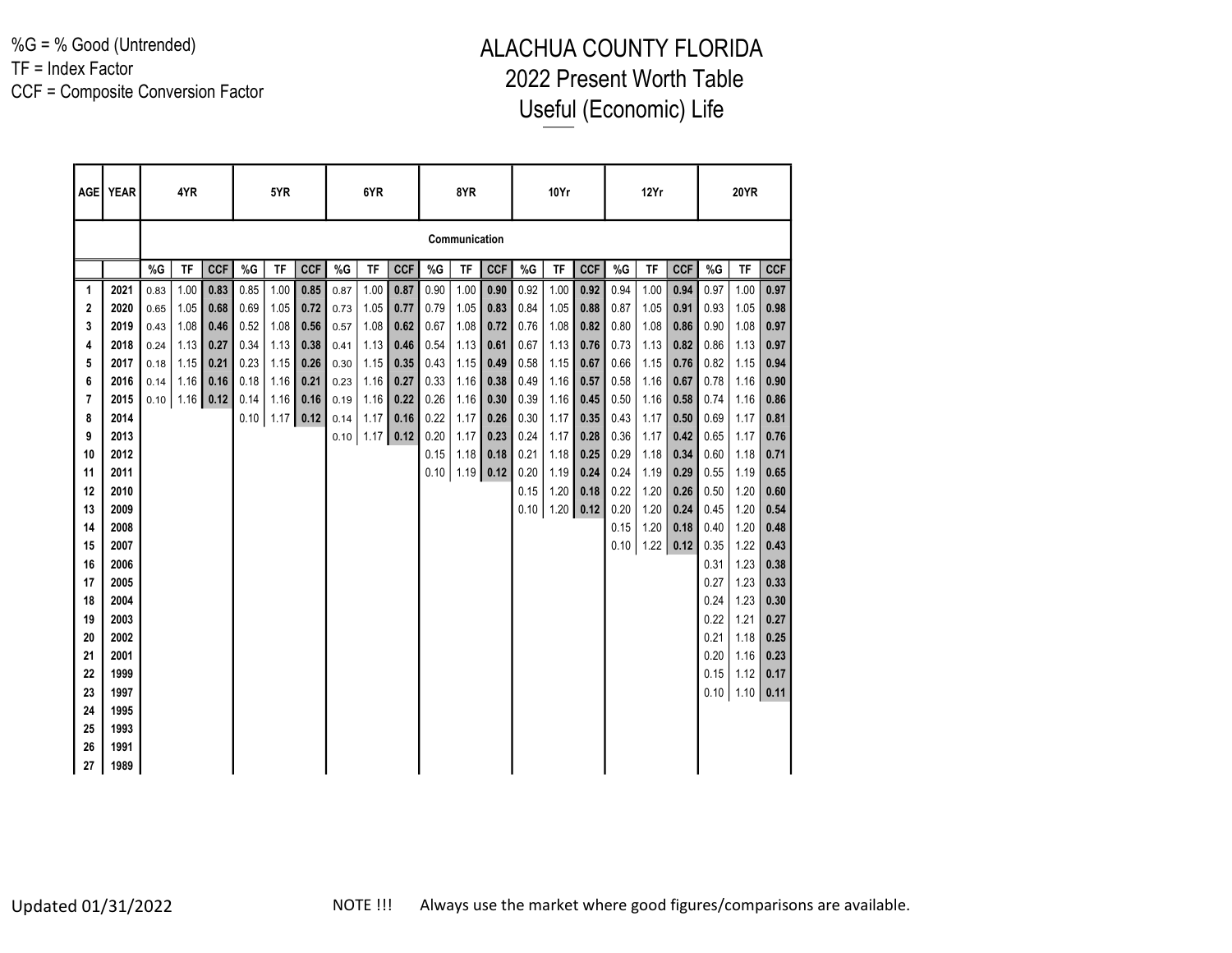%G = % Good (Untrended)
TF = Index Factor
CCF = Composite Conversion Factor

# ALACHUA COUNTY FLORIDA
## 2022 Present Worth Table
## Useful (Economic) Life

| AGE | YEAR | 4YR | | | 5YR | | | 6YR | | | 8YR | | | 10Yr | | | 12Yr | | | 20YR | | |
|---|---|---|---|---|---|---|---|---|---|---|---|---|---|---|---|---|---|---|---|---|---|---|
| | | Communication | | | | | | | | | | | | | | | | | | | | |
| | | %G | TF | CCF | %G | TF | CCF | %G | TF | CCF | %G | TF | CCF | %G | TF | CCF | %G | TF | CCF | %G | TF | CCF |
| 1 | 2021 | 0.83 | 1.00 | **0.83** | 0.85 | 1.00 | **0.85** | 0.87 | 1.00 | **0.87** | 0.90 | 1.00 | **0.90** | 0.92 | 1.00 | **0.92** | 0.94 | 1.00 | **0.94** | 0.97 | 1.00 | **0.97** |
| 2 | 2020 | 0.65 | 1.05 | **0.68** | 0.69 | 1.05 | **0.72** | 0.73 | 1.05 | **0.77** | 0.79 | 1.05 | **0.83** | 0.84 | 1.05 | **0.88** | 0.87 | 1.05 | **0.91** | 0.93 | 1.05 | **0.98** |
| 3 | 2019 | 0.43 | 1.08 | **0.46** | 0.52 | 1.08 | **0.56** | 0.57 | 1.08 | **0.62** | 0.67 | 1.08 | **0.72** | 0.76 | 1.08 | **0.82** | 0.80 | 1.08 | **0.86** | 0.90 | 1.08 | **0.97** |
| 4 | 2018 | 0.24 | 1.13 | **0.27** | 0.34 | 1.13 | **0.38** | 0.41 | 1.13 | **0.46** | 0.54 | 1.13 | **0.61** | 0.67 | 1.13 | **0.76** | 0.73 | 1.13 | **0.82** | 0.86 | 1.13 | **0.97** |
| 5 | 2017 | 0.18 | 1.15 | **0.21** | 0.23 | 1.15 | **0.26** | 0.30 | 1.15 | **0.35** | 0.43 | 1.15 | **0.49** | 0.58 | 1.15 | **0.67** | 0.66 | 1.15 | **0.76** | 0.82 | 1.15 | **0.94** |
| 6 | 2016 | 0.14 | 1.16 | **0.16** | 0.18 | 1.16 | **0.21** | 0.23 | 1.16 | **0.27** | 0.33 | 1.16 | **0.38** | 0.49 | 1.16 | **0.57** | 0.58 | 1.16 | **0.67** | 0.78 | 1.16 | **0.90** |
| 7 | 2015 | 0.10 | 1.16 | **0.12** | 0.14 | 1.16 | **0.16** | 0.19 | 1.16 | **0.22** | 0.26 | 1.16 | **0.30** | 0.39 | 1.16 | **0.45** | 0.50 | 1.16 | **0.58** | 0.74 | 1.16 | **0.86** |
| 8 | 2014 | | | | 0.10 | 1.17 | **0.12** | 0.14 | 1.17 | **0.16** | 0.22 | 1.17 | **0.26** | 0.30 | 1.17 | **0.35** | 0.43 | 1.17 | **0.50** | 0.69 | 1.17 | **0.81** |
| 9 | 2013 | | | | | | | 0.10 | 1.17 | **0.12** | 0.20 | 1.17 | **0.23** | 0.24 | 1.17 | **0.28** | 0.36 | 1.17 | **0.42** | 0.65 | 1.17 | **0.76** |
| 10 | 2012 | | | | | | | | | | 0.15 | 1.18 | **0.18** | 0.21 | 1.18 | **0.25** | 0.29 | 1.18 | **0.34** | 0.60 | 1.18 | **0.71** |
| 11 | 2011 | | | | | | | | | | 0.10 | 1.19 | **0.12** | 0.20 | 1.19 | **0.24** | 0.24 | 1.19 | **0.29** | 0.55 | 1.19 | **0.65** |
| 12 | 2010 | | | | | | | | | | | | | 0.15 | 1.20 | **0.18** | 0.22 | 1.20 | **0.26** | 0.50 | 1.20 | **0.60** |
| 13 | 2009 | | | | | | | | | | | | | 0.10 | 1.20 | **0.12** | 0.20 | 1.20 | **0.24** | 0.45 | 1.20 | **0.54** |
| 14 | 2008 | | | | | | | | | | | | | | | | 0.15 | 1.20 | **0.18** | 0.40 | 1.20 | **0.48** |
| 15 | 2007 | | | | | | | | | | | | | | | | 0.10 | 1.22 | **0.12** | 0.35 | 1.22 | **0.43** |
| 16 | 2006 | | | | | | | | | | | | | | | | | | | 0.31 | 1.23 | **0.38** |
| 17 | 2005 | | | | | | | | | | | | | | | | | | | 0.27 | 1.23 | **0.33** |
| 18 | 2004 | | | | | | | | | | | | | | | | | | | 0.24 | 1.23 | **0.30** |
| 19 | 2003 | | | | | | | | | | | | | | | | | | | 0.22 | 1.21 | **0.27** |
| 20 | 2002 | | | | | | | | | | | | | | | | | | | 0.21 | 1.18 | **0.25** |
| 21 | 2001 | | | | | | | | | | | | | | | | | | | 0.20 | 1.16 | **0.23** |
| 22 | 1999 | | | | | | | | | | | | | | | | | | | 0.15 | 1.12 | **0.17** |
| 23 | 1997 | | | | | | | | | | | | | | | | | | | 0.10 | 1.10 | **0.11** |
| 24 | 1995 | | | | | | | | | | | | | | | | | | | | | |
| 25 | 1993 | | | | | | | | | | | | | | | | | | | | | |
| 26 | 1991 | | | | | | | | | | | | | | | | | | | | | |
| 27 | 1989 | | | | | | | | | | | | | | | | | | | | | |

Updated 01/31/2022

NOTE !!! Always use the market where good figures/comparisons are available.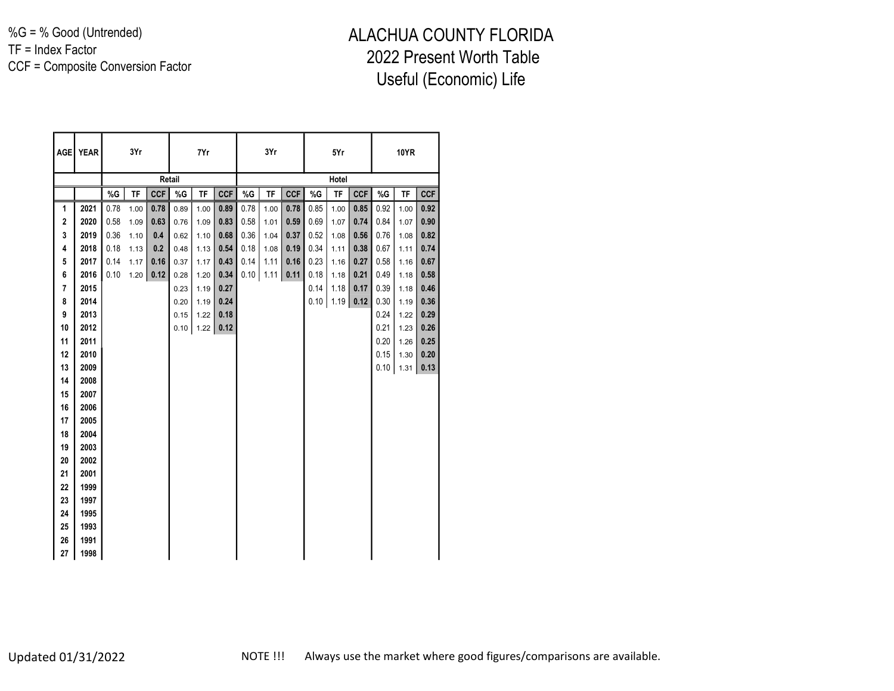%G = % Good (Untrended)
TF = Index Factor
CCF = Composite Conversion Factor

# ALACHUA COUNTY FLORIDA
## 2022 Present Worth Table
## Useful (Economic) Life

| AGE | YEAR | 3Yr | | | 7Yr | | | 3Yr | | | 5Yr | | | 10YR | | |
|---|---|---|---|---|---|---|---|---|---|---|---|---|---|---|---|---|
| | | Retail | | | | | | Hotel | | | | | | | | |
| | | %G | TF | CCF | %G | TF | CCF | %G | TF | CCF | %G | TF | CCF | %G | TF | CCF |
| 1 | 2021 | 0.78 | 1.00 | **0.78** | 0.89 | 1.00 | **0.89** | 0.78 | 1.00 | **0.78** | 0.85 | 1.00 | **0.85** | 0.92 | 1.00 | **0.92** |
| 2 | 2020 | 0.58 | 1.09 | **0.63** | 0.76 | 1.09 | **0.83** | 0.58 | 1.01 | **0.59** | 0.69 | 1.07 | **0.74** | 0.84 | 1.07 | **0.90** |
| 3 | 2019 | 0.36 | 1.10 | **0.4** | 0.62 | 1.10 | **0.68** | 0.36 | 1.04 | **0.37** | 0.52 | 1.08 | **0.56** | 0.76 | 1.08 | **0.82** |
| 4 | 2018 | 0.18 | 1.13 | **0.2** | 0.48 | 1.13 | **0.54** | 0.18 | 1.08 | **0.19** | 0.34 | 1.11 | **0.38** | 0.67 | 1.11 | **0.74** |
| 5 | 2017 | 0.14 | 1.17 | **0.16** | 0.37 | 1.17 | **0.43** | 0.14 | 1.11 | **0.16** | 0.23 | 1.16 | **0.27** | 0.58 | 1.16 | **0.67** |
| 6 | 2016 | 0.10 | 1.20 | **0.12** | 0.28 | 1.20 | **0.34** | 0.10 | 1.11 | **0.11** | 0.18 | 1.18 | **0.21** | 0.49 | 1.18 | **0.58** |
| 7 | 2015 | | | | 0.23 | 1.19 | **0.27** | | | | 0.14 | 1.18 | **0.17** | 0.39 | 1.18 | **0.46** |
| 8 | 2014 | | | | 0.20 | 1.19 | **0.24** | | | | 0.10 | 1.19 | **0.12** | 0.30 | 1.19 | **0.36** |
| 9 | 2013 | | | | 0.15 | 1.22 | **0.18** | | | | | | | 0.24 | 1.22 | **0.29** |
| 10 | 2012 | | | | 0.10 | 1.22 | **0.12** | | | | | | | 0.21 | 1.23 | **0.26** |
| 11 | 2011 | | | | | | | | | | | | | 0.20 | 1.26 | **0.25** |
| 12 | 2010 | | | | | | | | | | | | | 0.15 | 1.30 | **0.20** |
| 13 | 2009 | | | | | | | | | | | | | 0.10 | 1.31 | **0.13** |
| 14 | 2008 | | | | | | | | | | | | | | | |
| 15 | 2007 | | | | | | | | | | | | | | | |
| 16 | 2006 | | | | | | | | | | | | | | | |
| 17 | 2005 | | | | | | | | | | | | | | | |
| 18 | 2004 | | | | | | | | | | | | | | | |
| 19 | 2003 | | | | | | | | | | | | | | | |
| 20 | 2002 | | | | | | | | | | | | | | | |
| 21 | 2001 | | | | | | | | | | | | | | | |
| 22 | 1999 | | | | | | | | | | | | | | | |
| 23 | 1997 | | | | | | | | | | | | | | | |
| 24 | 1995 | | | | | | | | | | | | | | | |
| 25 | 1993 | | | | | | | | | | | | | | | |
| 26 | 1991 | | | | | | | | | | | | | | | |
| 27 | 1998 | | | | | | | | | | | | | | | |

Updated 01/31/2022

NOTE !!! Always use the market where good figures/comparisons are available.